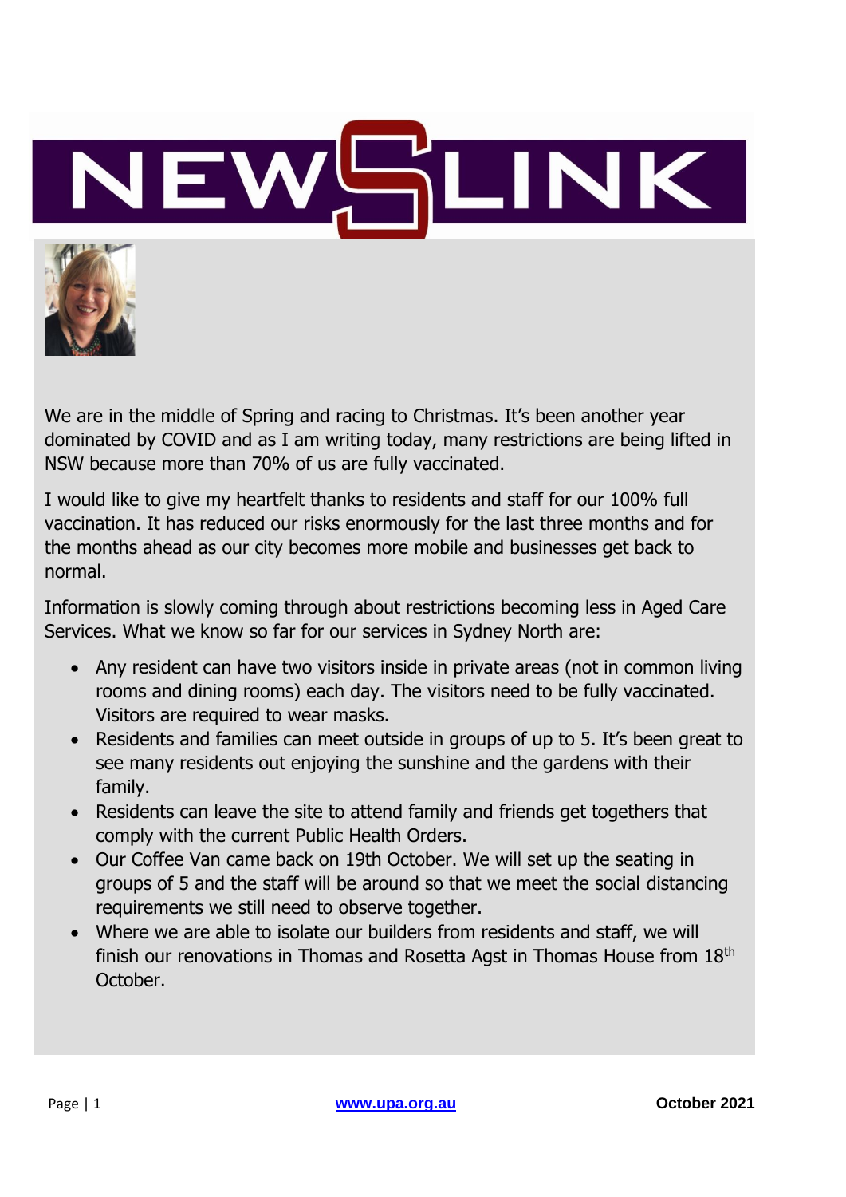# NEWSLINK

We are in the middle of Spring and racing to Christmas. It's been another year dominated by COVID and as I am writing today, many restrictions are being lifted in NSW because more than 70% of us are fully vaccinated.

I would like to give my heartfelt thanks to residents and staff for our 100% full vaccination. It has reduced our risks enormously for the last three months and for the months ahead as our city becomes more mobile and businesses get back to normal.

Information is slowly coming through about restrictions becoming less in Aged Care Services. What we know so far for our services in Sydney North are:

- Any resident can have two visitors inside in private areas (not in common living rooms and dining rooms) each day. The visitors need to be fully vaccinated. Visitors are required to wear masks.
- Residents and families can meet outside in groups of up to 5. It's been great to see many residents out enjoying the sunshine and the gardens with their family.
- Residents can leave the site to attend family and friends get togethers that comply with the current Public Health Orders.
- Our Coffee Van came back on 19th October. We will set up the seating in groups of 5 and the staff will be around so that we meet the social distancing requirements we still need to observe together.
- Where we are able to isolate our builders from residents and staff, we will finish our renovations in Thomas and Rosetta Agst in Thomas House from 18th October.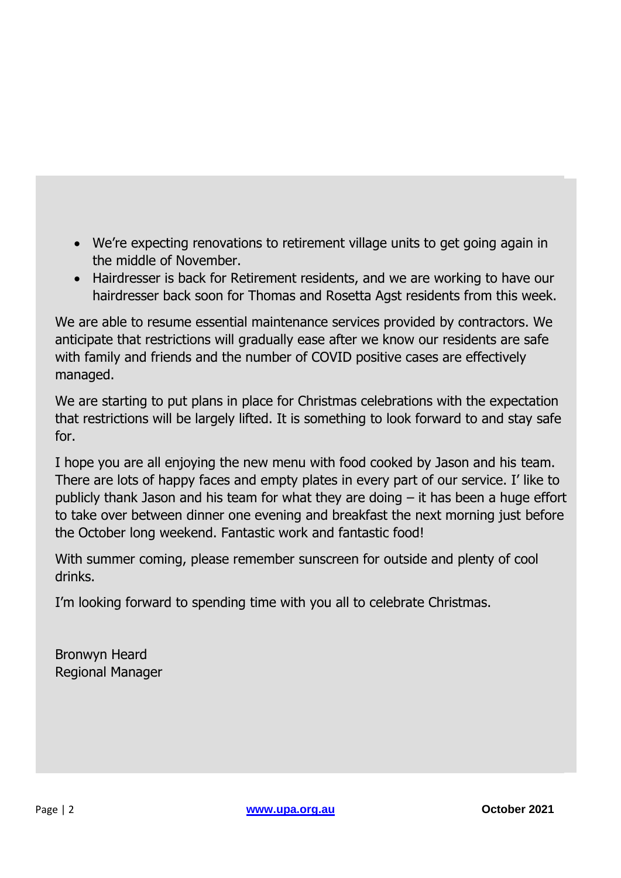- We're expecting renovations to retirement village units to get going again in the middle of November.
- Hairdresser is back for Retirement residents, and we are working to have our hairdresser back soon for Thomas and Rosetta Agst residents from this week.

We are able to resume essential maintenance services provided by contractors. We anticipate that restrictions will gradually ease after we know our residents are safe with family and friends and the number of COVID positive cases are effectively managed.

We are starting to put plans in place for Christmas celebrations with the expectation that restrictions will be largely lifted. It is something to look forward to and stay safe for.

I hope you are all enjoying the new menu with food cooked by Jason and his team. There are lots of happy faces and empty plates in every part of our service. I' like to publicly thank Jason and his team for what they are doing – it has been a huge effort to take over between dinner one evening and breakfast the next morning just before the October long weekend. Fantastic work and fantastic food!

With summer coming, please remember sunscreen for outside and plenty of cool drinks.

I'm looking forward to spending time with you all to celebrate Christmas.

Bronwyn Heard
Regional Manager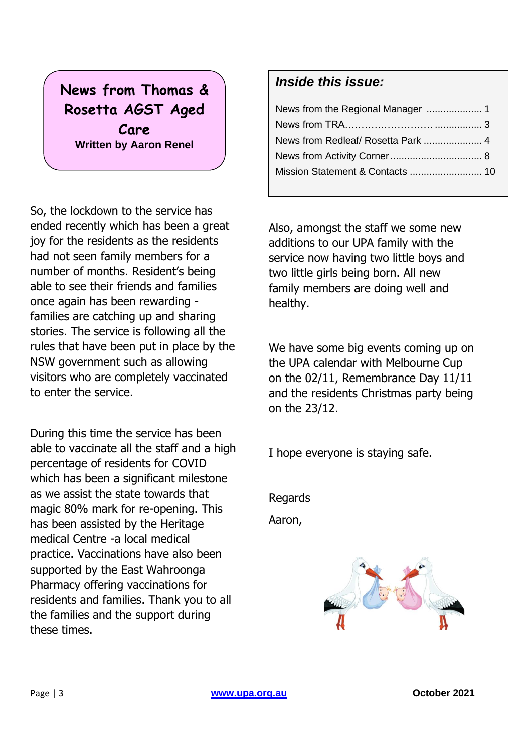# News from Thomas & Rosetta AGST Aged Care

**Written by Aaron Renel**

## *Inside this issue:*

- News from the Regional Manager .................... 1
- News from TRA……………………….................. 3
- News from Redleaf/ Rosetta Park ..................... 4
- News from Activity Corner ................................. 8
- Mission Statement & Contacts .......................... 10

So, the lockdown to the service has ended recently which has been a great joy for the residents as the residents had not seen family members for a number of months. Resident's being able to see their friends and families once again has been rewarding - families are catching up and sharing stories. The service is following all the rules that have been put in place by the NSW government such as allowing visitors who are completely vaccinated to enter the service.

During this time the service has been able to vaccinate all the staff and a high percentage of residents for COVID which has been a significant milestone as we assist the state towards that magic 80% mark for re-opening. This has been assisted by the Heritage medical Centre -a local medical practice. Vaccinations have also been supported by the East Wahroonga Pharmacy offering vaccinations for residents and families. Thank you to all the families and the support during these times.

Also, amongst the staff we some new additions to our UPA family with the service now having two little boys and two little girls being born. All new family members are doing well and healthy.

We have some big events coming up on the UPA calendar with Melbourne Cup on the 02/11, Remembrance Day 11/11 and the residents Christmas party being on the 23/12.

I hope everyone is staying safe.

Regards

Aaron,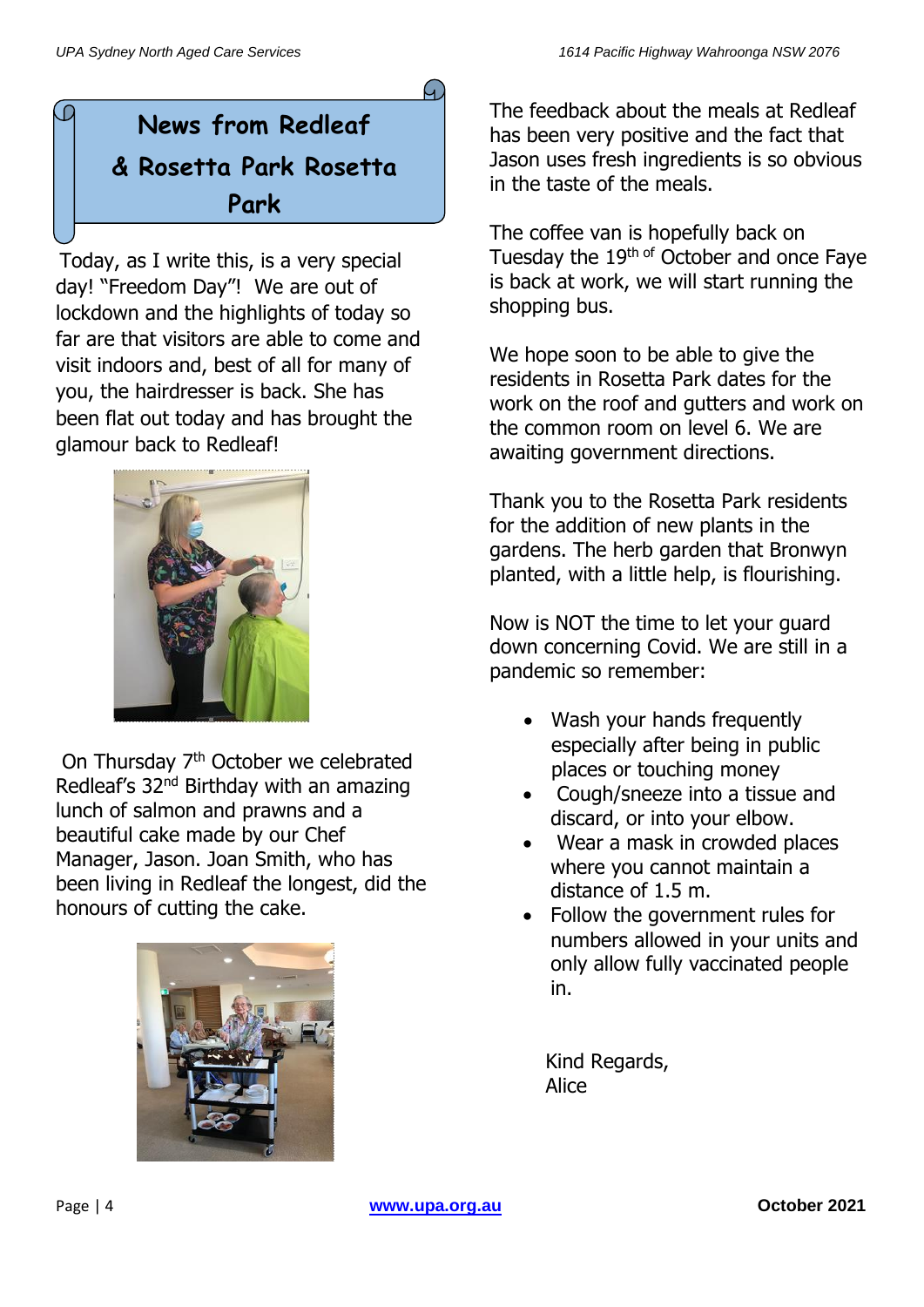# News from Redleaf & Rosetta Park Rosetta Park

Today, as I write this, is a very special day! "Freedom Day"! We are out of lockdown and the highlights of today so far are that visitors are able to come and visit indoors and, best of all for many of you, the hairdresser is back. She has been flat out today and has brought the glamour back to Redleaf!

On Thursday 7th October we celebrated Redleaf's 32nd Birthday with an amazing lunch of salmon and prawns and a beautiful cake made by our Chef Manager, Jason. Joan Smith, who has been living in Redleaf the longest, did the honours of cutting the cake.

The feedback about the meals at Redleaf has been very positive and the fact that Jason uses fresh ingredients is so obvious in the taste of the meals.

The coffee van is hopefully back on Tuesday the 19th of October and once Faye is back at work, we will start running the shopping bus.

We hope soon to be able to give the residents in Rosetta Park dates for the work on the roof and gutters and work on the common room on level 6. We are awaiting government directions.

Thank you to the Rosetta Park residents for the addition of new plants in the gardens. The herb garden that Bronwyn planted, with a little help, is flourishing.

Now is NOT the time to let your guard down concerning Covid. We are still in a pandemic so remember:

- Wash your hands frequently especially after being in public places or touching money
- Cough/sneeze into a tissue and discard, or into your elbow.
- Wear a mask in crowded places where you cannot maintain a distance of 1.5 m.
- Follow the government rules for numbers allowed in your units and only allow fully vaccinated people in.

Kind Regards,
Alice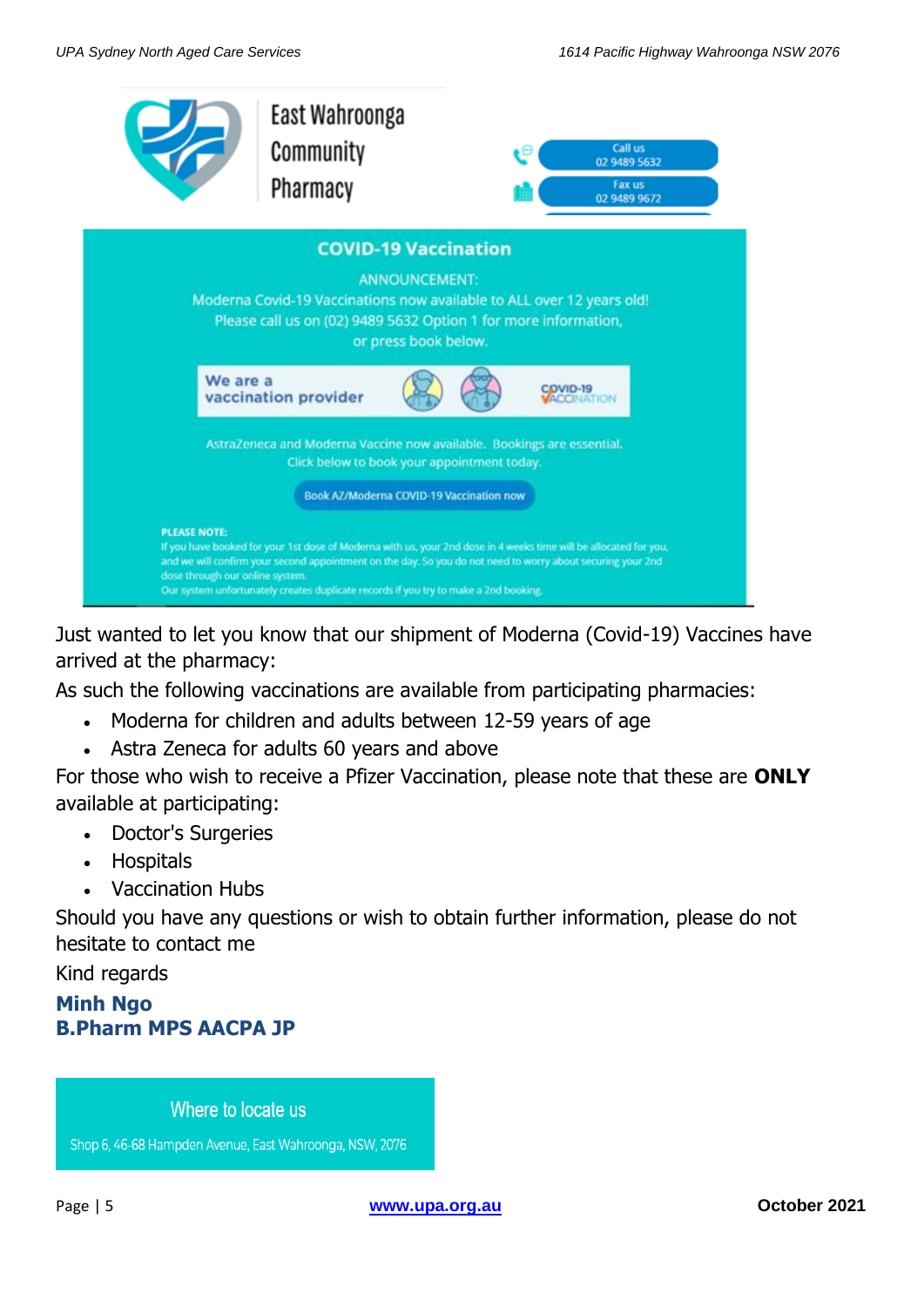East Wahroonga Community Pharmacy

Call us 02 9489 5632

Fax us 02 9489 9672

## COVID-19 Vaccination

ANNOUNCEMENT:

Moderna Covid-19 Vaccinations now available to ALL over 12 years old!
Please call us on (02) 9489 5632 Option 1 for more information,
or press book below.

We are a vaccination provider

COVID-19 VACCINATION

AstraZeneca and Moderna Vaccine now available. Bookings are essential.
Click below to book your appointment today.

Book AZ/Moderna COVID-19 Vaccination now

**PLEASE NOTE:**
If you have booked for your 1st dose of Moderna with us, your 2nd dose in 4 weeks time will be allocated for you, and we will confirm your second appointment on the day. So you do not need to worry about securing your 2nd dose through our online system.
Our system unfortunately creates duplicate records if you try to make a 2nd booking.

Just wanted to let you know that our shipment of Moderna (Covid-19) Vaccines have arrived at the pharmacy:

As such the following vaccinations are available from participating pharmacies:

- Moderna for children and adults between 12-59 years of age
- Astra Zeneca for adults 60 years and above

For those who wish to receive a Pfizer Vaccination, please note that these are **ONLY** available at participating:

- Doctor's Surgeries
- Hospitals
- Vaccination Hubs

Should you have any questions or wish to obtain further information, please do not hesitate to contact me

Kind regards

**Minh Ngo**
**B.Pharm MPS AACPA JP**

Where to locate us

Shop 6, 46-68 Hampden Avenue, East Wahroonga, NSW, 2076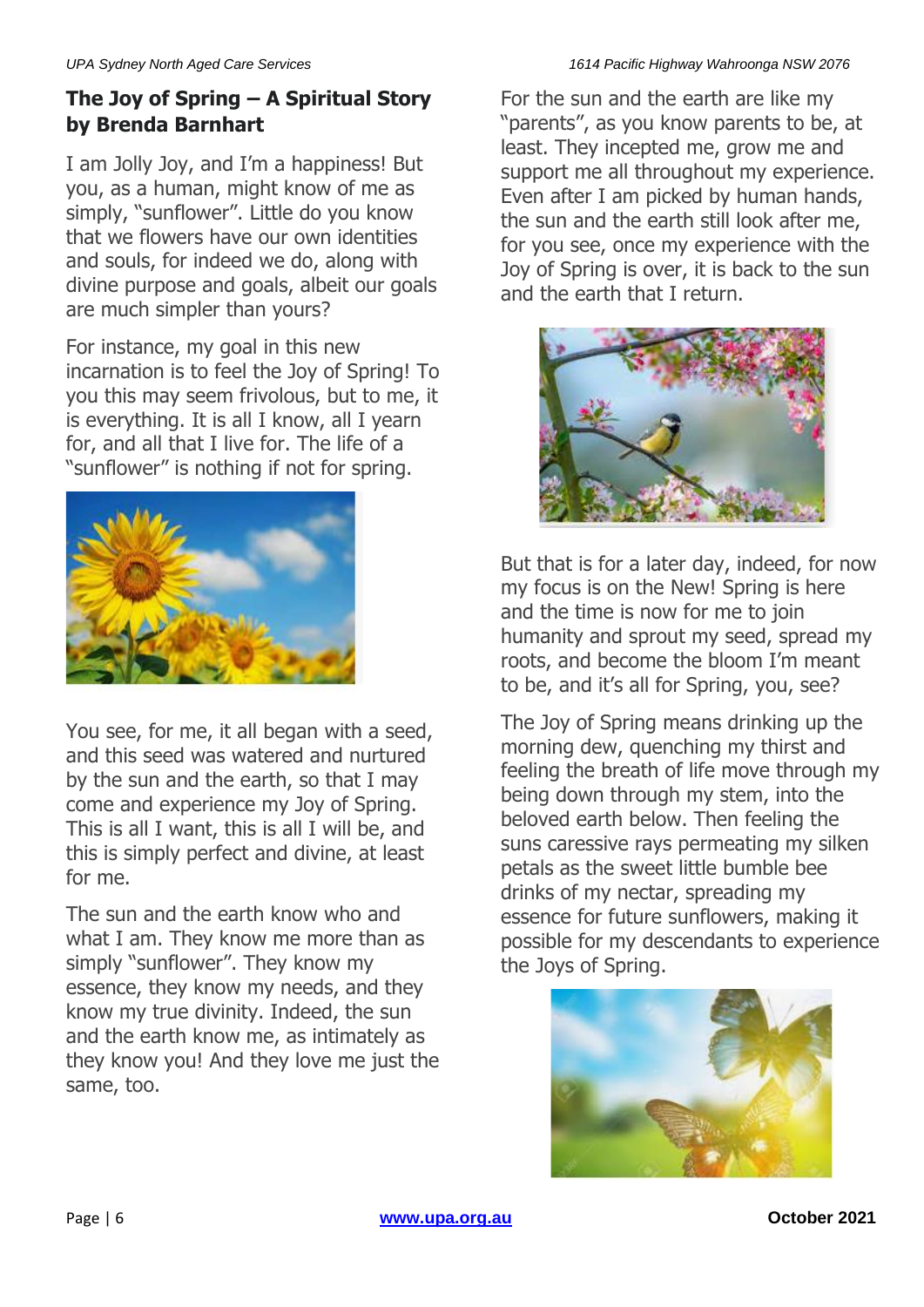## The Joy of Spring – A Spiritual Story by Brenda Barnhart

I am Jolly Joy, and I'm a happiness! But you, as a human, might know of me as simply, "sunflower". Little do you know that we flowers have our own identities and souls, for indeed we do, along with divine purpose and goals, albeit our goals are much simpler than yours?

For instance, my goal in this new incarnation is to feel the Joy of Spring! To you this may seem frivolous, but to me, it is everything. It is all I know, all I yearn for, and all that I live for. The life of a "sunflower" is nothing if not for spring.

You see, for me, it all began with a seed, and this seed was watered and nurtured by the sun and the earth, so that I may come and experience my Joy of Spring. This is all I want, this is all I will be, and this is simply perfect and divine, at least for me.

The sun and the earth know who and what I am. They know me more than as simply "sunflower". They know my essence, they know my needs, and they know my true divinity. Indeed, the sun and the earth know me, as intimately as they know you! And they love me just the same, too.

For the sun and the earth are like my "parents", as you know parents to be, at least. They incepted me, grow me and support me all throughout my experience. Even after I am picked by human hands, the sun and the earth still look after me, for you see, once my experience with the Joy of Spring is over, it is back to the sun and the earth that I return.

But that is for a later day, indeed, for now my focus is on the New! Spring is here and the time is now for me to join humanity and sprout my seed, spread my roots, and become the bloom I'm meant to be, and it's all for Spring, you, see?

The Joy of Spring means drinking up the morning dew, quenching my thirst and feeling the breath of life move through my being down through my stem, into the beloved earth below. Then feeling the suns caressive rays permeating my silken petals as the sweet little bumble bee drinks of my nectar, spreading my essence for future sunflowers, making it possible for my descendants to experience the Joys of Spring.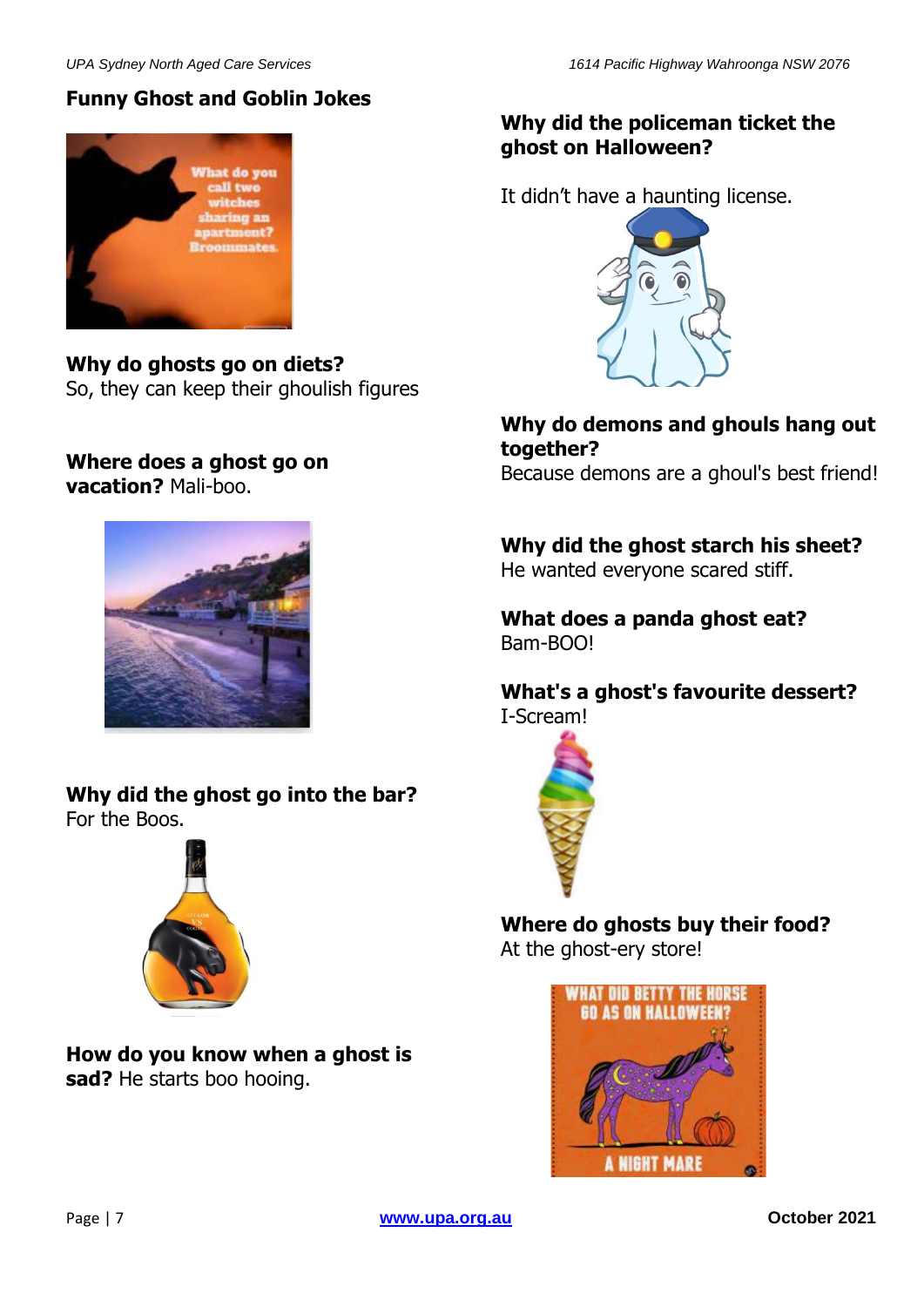## Funny Ghost and Goblin Jokes

**Why do ghosts go on diets?**
So, they can keep their ghoulish figures

**Where does a ghost go on vacation?** Mali-boo.

**Why did the ghost go into the bar?**
For the Boos.

**How do you know when a ghost is sad?** He starts boo hooing.

**Why did the policeman ticket the ghost on Halloween?**

It didn't have a haunting license.

**Why do demons and ghouls hang out together?**
Because demons are a ghoul's best friend!

**Why did the ghost starch his sheet?**
He wanted everyone scared stiff.

**What does a panda ghost eat?**
Bam-BOO!

**What's a ghost's favourite dessert?**
I-Scream!

**Where do ghosts buy their food?**
At the ghost-ery store!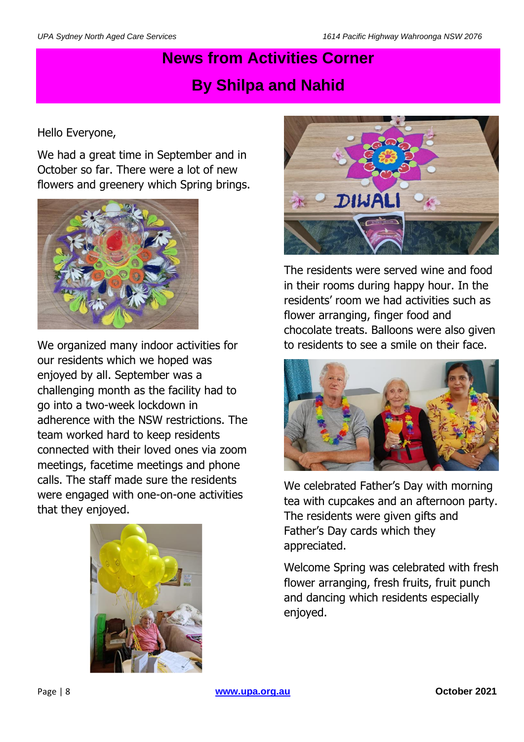# News from Activities Corner

## By Shilpa and Nahid

Hello Everyone,

We had a great time in September and in October so far. There were a lot of new flowers and greenery which Spring brings.

We organized many indoor activities for our residents which we hoped was enjoyed by all. September was a challenging month as the facility had to go into a two-week lockdown in adherence with the NSW restrictions. The team worked hard to keep residents connected with their loved ones via zoom meetings, facetime meetings and phone calls. The staff made sure the residents were engaged with one-on-one activities that they enjoyed.

The residents were served wine and food in their rooms during happy hour. In the residents' room we had activities such as flower arranging, finger food and chocolate treats. Balloons were also given to residents to see a smile on their face.

We celebrated Father's Day with morning tea with cupcakes and an afternoon party. The residents were given gifts and Father's Day cards which they appreciated.

Welcome Spring was celebrated with fresh flower arranging, fresh fruits, fruit punch and dancing which residents especially enjoyed.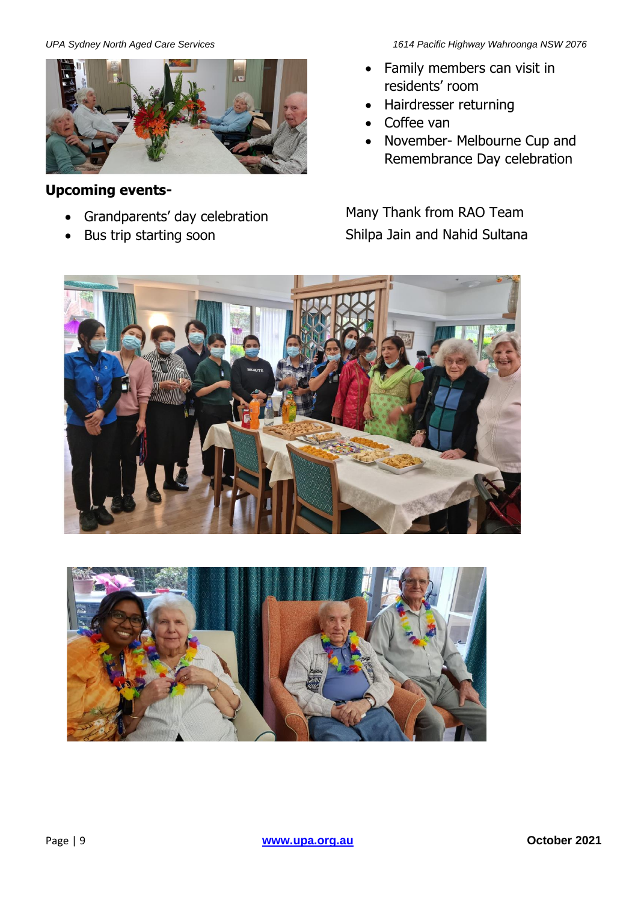**Upcoming events-**

- Grandparents' day celebration
- Bus trip starting soon
- Family members can visit in residents' room
- Hairdresser returning
- Coffee van
- November- Melbourne Cup and Remembrance Day celebration

Many Thank from RAO Team

Shilpa Jain and Nahid Sultana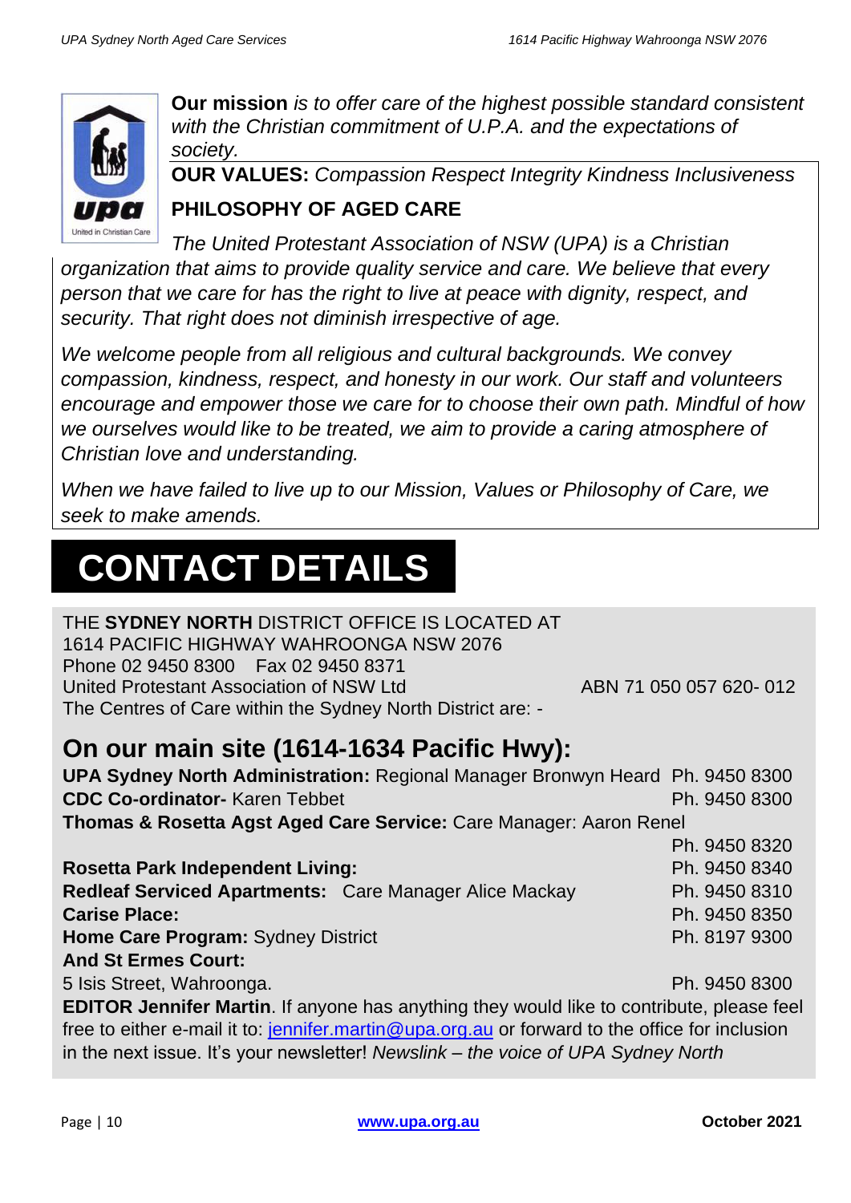**Our mission** *is to offer care of the highest possible standard consistent with the Christian commitment of U.P.A. and the expectations of society.*

**OUR VALUES:** *Compassion Respect Integrity Kindness Inclusiveness*

**PHILOSOPHY OF AGED CARE**

*The United Protestant Association of NSW (UPA) is a Christian organization that aims to provide quality service and care. We believe that every person that we care for has the right to live at peace with dignity, respect, and security. That right does not diminish irrespective of age.*

*We welcome people from all religious and cultural backgrounds. We convey compassion, kindness, respect, and honesty in our work. Our staff and volunteers encourage and empower those we care for to choose their own path. Mindful of how we ourselves would like to be treated, we aim to provide a caring atmosphere of Christian love and understanding.*

*When we have failed to live up to our Mission, Values or Philosophy of Care, we seek to make amends.*

# CONTACT DETAILS

THE **SYDNEY NORTH** DISTRICT OFFICE IS LOCATED AT
1614 PACIFIC HIGHWAY WAHROONGA NSW 2076
Phone 02 9450 8300 Fax 02 9450 8371
United Protestant Association of NSW Ltd ABN 71 050 057 620- 012
The Centres of Care within the Sydney North District are: -

## On our main site (1614-1634 Pacific Hwy):

**UPA Sydney North Administration:** Regional Manager Bronwyn Heard Ph. 9450 8300
**CDC Co-ordinator-** Karen Tebbet Ph. 9450 8300
**Thomas & Rosetta Agst Aged Care Service:** Care Manager: Aaron Renel Ph. 9450 8320
**Rosetta Park Independent Living:** Ph. 9450 8340
**Redleaf Serviced Apartments:** Care Manager Alice Mackay Ph. 9450 8310
**Carise Place:** Ph. 9450 8350
**Home Care Program:** Sydney District Ph. 8197 9300
**And St Ermes Court:**
5 Isis Street, Wahroonga. Ph. 9450 8300

**EDITOR Jennifer Martin**. If anyone has anything they would like to contribute, please feel free to either e-mail it to: jennifer.martin@upa.org.au or forward to the office for inclusion in the next issue. It's your newsletter! *Newslink – the voice of UPA Sydney North*

**www.upa.org.au** **October 2021**